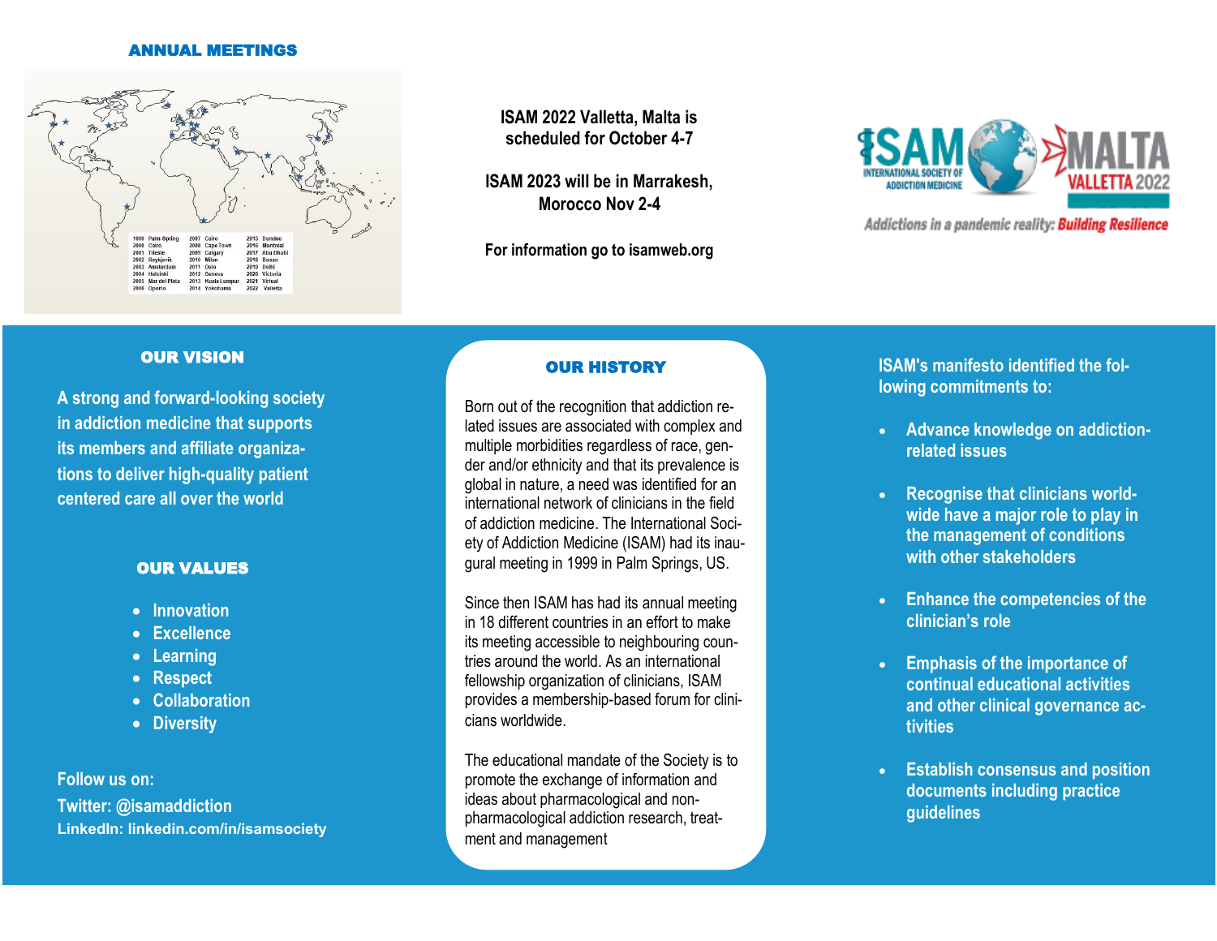## ANNUAL MEETINGS

| | | | | | |
|---|---|---|---|---|---|
| 1999 | Palm Spring | 2007 | Cairo | 2015 | Dundee |
| 2000 | Cairo | 2008 | Cape Town | 2016 | Montreal |
| 2001 | Trieste | 2009 | Calgary | 2017 | Abu Dhabi |
| 2002 | Reykjavik | 2010 | Milan | 2018 | Busan |
| 2003 | Amsterdam | 2011 | Oslo | 2019 | Delhi |
| 2004 | Helsinki | 2012 | Geneva | 2020 | Victoria |
| 2005 | Mar del Plata | 2013 | Kuala Lumpur | 2021 | Virtual |
| 2006 | Oporto | 2014 | Yokohama | 2022 | Valletta |

**ISAM 2022 Valletta, Malta is scheduled for October 4-7**

**ISAM 2023 will be in Marrakesh, Morocco Nov 2-4**

**For information go to isamweb.org**

ISAM INTERNATIONAL SOCIETY OF ADDICTION MEDICINE — MALTA VALLETTA 2022

*Addictions in a pandemic reality: Building Resilience*

## OUR VISION

A strong and forward-looking society in addiction medicine that supports its members and affiliate organizations to deliver high-quality patient centered care all over the world

## OUR VALUES

- Innovation
- Excellence
- Learning
- Respect
- Collaboration
- Diversity

Follow us on:

Twitter: @isamaddiction

LinkedIn: linkedin.com/in/isamsociety

## OUR HISTORY

Born out of the recognition that addiction related issues are associated with complex and multiple morbidities regardless of race, gender and/or ethnicity and that its prevalence is global in nature, a need was identified for an international network of clinicians in the field of addiction medicine. The International Society of Addiction Medicine (ISAM) had its inaugural meeting in 1999 in Palm Springs, US.

Since then ISAM has had its annual meeting in 18 different countries in an effort to make its meeting accessible to neighbouring countries around the world. As an international fellowship organization of clinicians, ISAM provides a membership-based forum for clinicians worldwide.

The educational mandate of the Society is to promote the exchange of information and ideas about pharmacological and non-pharmacological addiction research, treatment and management

ISAM's manifesto identified the following commitments to:

- Advance knowledge on addiction-related issues
- Recognise that clinicians worldwide have a major role to play in the management of conditions with other stakeholders
- Enhance the competencies of the clinician's role
- Emphasis of the importance of continual educational activities and other clinical governance activities
- Establish consensus and position documents including practice guidelines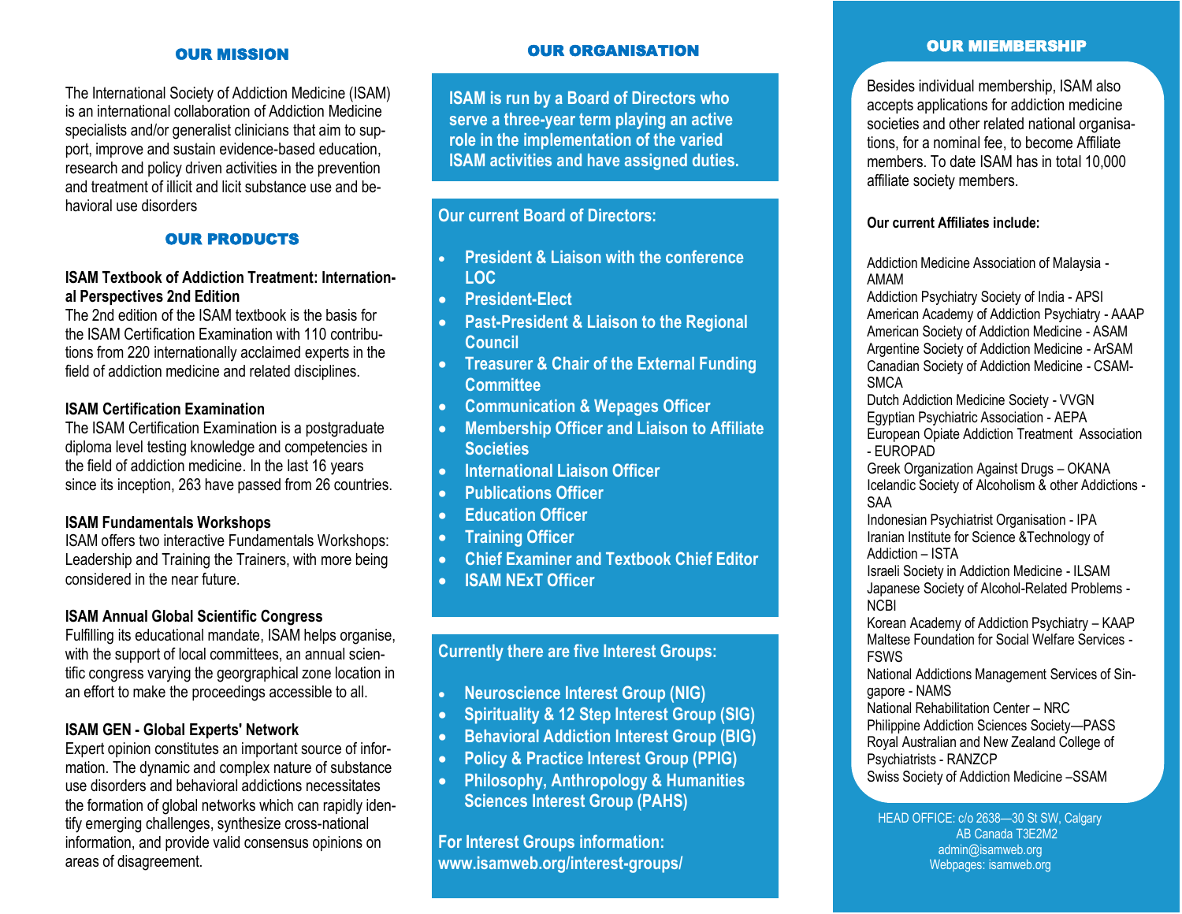## OUR MISSION

The International Society of Addiction Medicine (ISAM) is an international collaboration of Addiction Medicine specialists and/or generalist clinicians that aim to support, improve and sustain evidence-based education, research and policy driven activities in the prevention and treatment of illicit and licit substance use and behavioral use disorders

## OUR PRODUCTS

**ISAM Textbook of Addiction Treatment: International Perspectives 2nd Edition**
The 2nd edition of the ISAM textbook is the basis for the ISAM Certification Examination with 110 contributions from 220 internationally acclaimed experts in the field of addiction medicine and related disciplines.

**ISAM Certification Examination**
The ISAM Certification Examination is a postgraduate diploma level testing knowledge and competencies in the field of addiction medicine. In the last 16 years since its inception, 263 have passed from 26 countries.

**ISAM Fundamentals Workshops**
ISAM offers two interactive Fundamentals Workshops: Leadership and Training the Trainers, with more being considered in the near future.

**ISAM Annual Global Scientific Congress**
Fulfilling its educational mandate, ISAM helps organise, with the support of local committees, an annual scientific congress varying the georgraphical zone location in an effort to make the proceedings accessible to all.

**ISAM GEN - Global Experts' Network**
Expert opinion constitutes an important source of information. The dynamic and complex nature of substance use disorders and behavioral addictions necessitates the formation of global networks which can rapidly identify emerging challenges, synthesize cross-national information, and provide valid consensus opinions on areas of disagreement.

## OUR ORGANISATION

**ISAM is run by a Board of Directors who serve a three-year term playing an active role in the implementation of the varied ISAM activities and have assigned duties.**

**Our current Board of Directors:**

- President & Liaison with the conference LOC
- President-Elect
- Past-President & Liaison to the Regional Council
- Treasurer & Chair of the External Funding Committee
- Communication & Wepages Officer
- Membership Officer and Liaison to Affiliate Societies
- International Liaison Officer
- Publications Officer
- Education Officer
- Training Officer
- Chief Examiner and Textbook Chief Editor
- ISAM NExT Officer

**Currently there are five Interest Groups:**

- Neuroscience Interest Group (NIG)
- Spirituality & 12 Step Interest Group (SIG)
- Behavioral Addiction Interest Group (BIG)
- Policy & Practice Interest Group (PPIG)
- Philosophy, Anthropology & Humanities Sciences Interest Group (PAHS)

**For Interest Groups information: www.isamweb.org/interest-groups/**

## OUR MIEMBERSHIP

Besides individual membership, ISAM also accepts applications for addiction medicine societies and other related national organisations, for a nominal fee, to become Affiliate members. To date ISAM has in total 10,000 affiliate society members.

**Our current Affiliates include:**

Addiction Medicine Association of Malaysia - AMAM
Addiction Psychiatry Society of India - APSI
American Academy of Addiction Psychiatry - AAAP
American Society of Addiction Medicine - ASAM
Argentine Society of Addiction Medicine - ArSAM
Canadian Society of Addiction Medicine - CSAM-SMCA
Dutch Addiction Medicine Society - VVGN
Egyptian Psychiatric Association - AEPA
European Opiate Addiction Treatment Association - EUROPAD
Greek Organization Against Drugs – OKANA
Icelandic Society of Alcoholism & other Addictions - SAA
Indonesian Psychiatrist Organisation - IPA
Iranian Institute for Science &Technology of Addiction – ISTA
Israeli Society in Addiction Medicine - ILSAM
Japanese Society of Alcohol-Related Problems - NCBI
Korean Academy of Addiction Psychiatry – KAAP
Maltese Foundation for Social Welfare Services - FSWS
National Addictions Management Services of Singapore - NAMS
National Rehabilitation Center – NRC
Philippine Addiction Sciences Society—PASS
Royal Australian and New Zealand College of Psychiatrists - RANZCP
Swiss Society of Addiction Medicine –SSAM

HEAD OFFICE: c/o 2638—30 St SW, Calgary
AB Canada T3E2M2
admin@isamweb.org
Webpages: isamweb.org